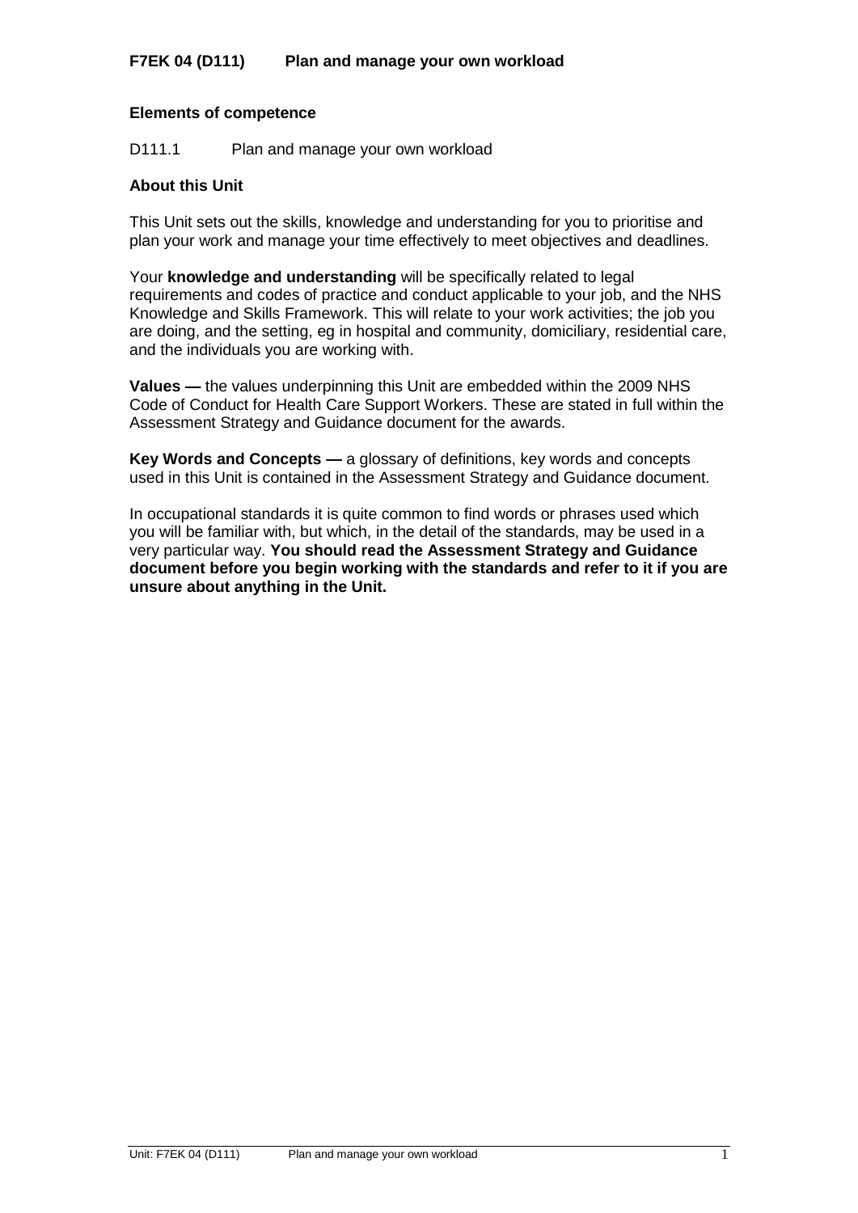# F7EK 04 (D111) Plan and manage your own workload

## Elements of competence

D111.1 Plan and manage your own workload

## About this Unit

This Unit sets out the skills, knowledge and understanding for you to prioritise and plan your work and manage your time effectively to meet objectives and deadlines.

Your **knowledge and understanding** will be specifically related to legal requirements and codes of practice and conduct applicable to your job, and the NHS Knowledge and Skills Framework. This will relate to your work activities; the job you are doing, and the setting, eg in hospital and community, domiciliary, residential care, and the individuals you are working with.

**Values —** the values underpinning this Unit are embedded within the 2009 NHS Code of Conduct for Health Care Support Workers. These are stated in full within the Assessment Strategy and Guidance document for the awards.

**Key Words and Concepts —** a glossary of definitions, key words and concepts used in this Unit is contained in the Assessment Strategy and Guidance document.

In occupational standards it is quite common to find words or phrases used which you will be familiar with, but which, in the detail of the standards, may be used in a very particular way. **You should read the Assessment Strategy and Guidance document before you begin working with the standards and refer to it if you are unsure about anything in the Unit.**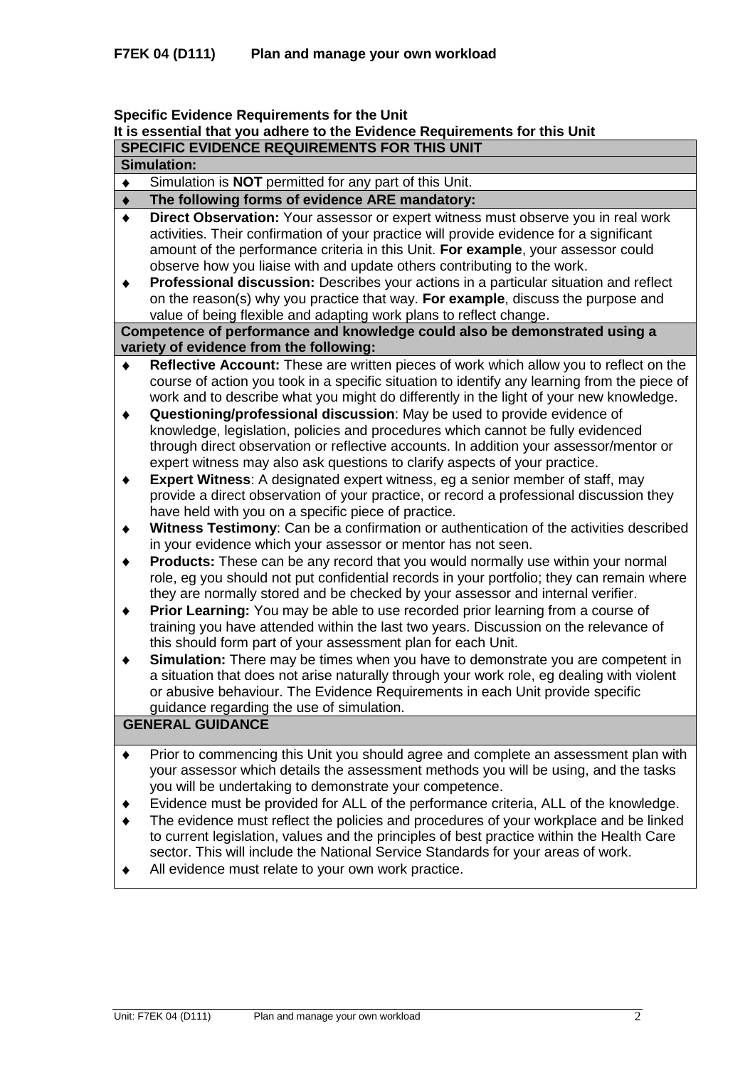**F7EK 04 (D111) Plan and manage your own workload**

**Specific Evidence Requirements for the Unit**
**It is essential that you adhere to the Evidence Requirements for this Unit**

**SPECIFIC EVIDENCE REQUIREMENTS FOR THIS UNIT**

**Simulation:**

- Simulation is **NOT** permitted for any part of this Unit.
- **The following forms of evidence ARE mandatory:**
- **Direct Observation:** Your assessor or expert witness must observe you in real work activities. Their confirmation of your practice will provide evidence for a significant amount of the performance criteria in this Unit. **For example**, your assessor could observe how you liaise with and update others contributing to the work.
- **Professional discussion:** Describes your actions in a particular situation and reflect on the reason(s) why you practice that way. **For example**, discuss the purpose and value of being flexible and adapting work plans to reflect change.

**Competence of performance and knowledge could also be demonstrated using a variety of evidence from the following:**

- **Reflective Account:** These are written pieces of work which allow you to reflect on the course of action you took in a specific situation to identify any learning from the piece of work and to describe what you might do differently in the light of your new knowledge.
- **Questioning/professional discussion**: May be used to provide evidence of knowledge, legislation, policies and procedures which cannot be fully evidenced through direct observation or reflective accounts. In addition your assessor/mentor or expert witness may also ask questions to clarify aspects of your practice.
- **Expert Witness**: A designated expert witness, eg a senior member of staff, may provide a direct observation of your practice, or record a professional discussion they have held with you on a specific piece of practice.
- **Witness Testimony**: Can be a confirmation or authentication of the activities described in your evidence which your assessor or mentor has not seen.
- **Products:** These can be any record that you would normally use within your normal role, eg you should not put confidential records in your portfolio; they can remain where they are normally stored and be checked by your assessor and internal verifier.
- **Prior Learning:** You may be able to use recorded prior learning from a course of training you have attended within the last two years. Discussion on the relevance of this should form part of your assessment plan for each Unit.
- **Simulation:** There may be times when you have to demonstrate you are competent in a situation that does not arise naturally through your work role, eg dealing with violent or abusive behaviour. The Evidence Requirements in each Unit provide specific guidance regarding the use of simulation.

**GENERAL GUIDANCE**

- Prior to commencing this Unit you should agree and complete an assessment plan with your assessor which details the assessment methods you will be using, and the tasks you will be undertaking to demonstrate your competence.
- Evidence must be provided for ALL of the performance criteria, ALL of the knowledge.
- The evidence must reflect the policies and procedures of your workplace and be linked to current legislation, values and the principles of best practice within the Health Care sector. This will include the National Service Standards for your areas of work.
- All evidence must relate to your own work practice.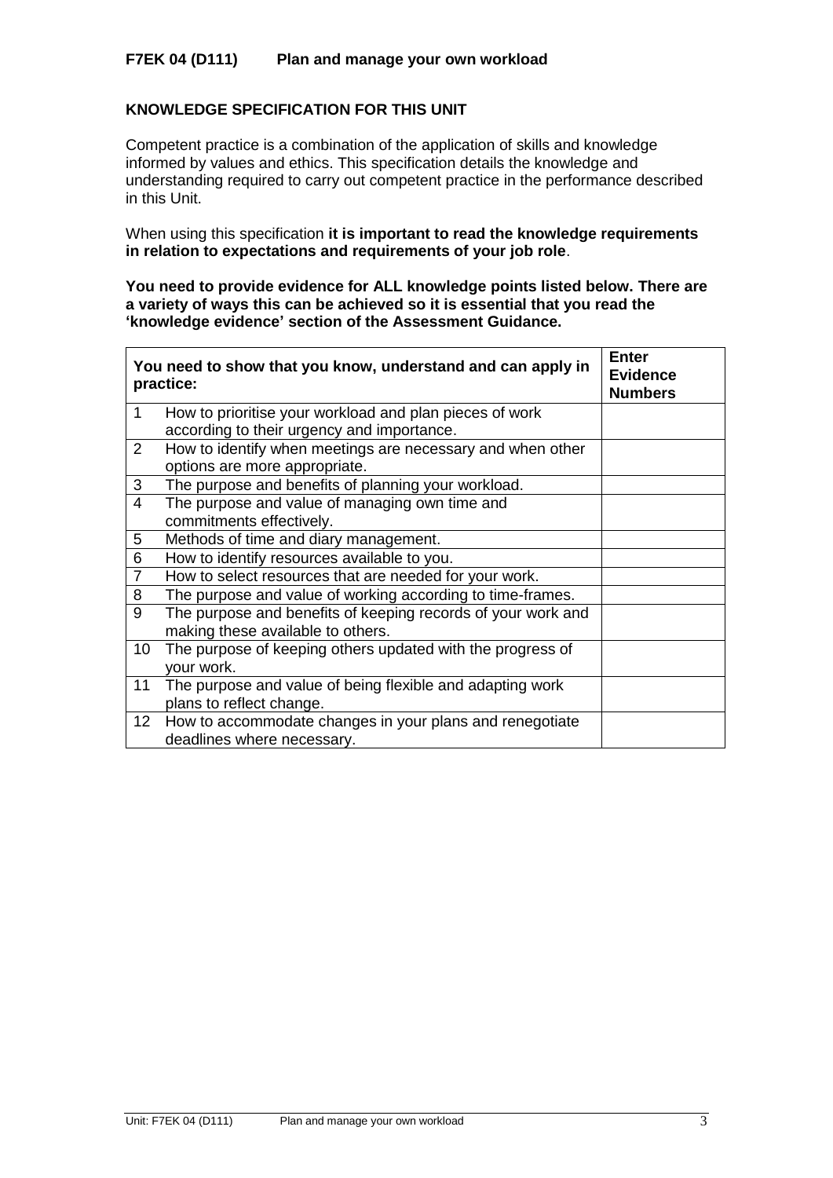**F7EK 04 (D111) Plan and manage your own workload**

**KNOWLEDGE SPECIFICATION FOR THIS UNIT**

Competent practice is a combination of the application of skills and knowledge informed by values and ethics. This specification details the knowledge and understanding required to carry out competent practice in the performance described in this Unit.

When using this specification **it is important to read the knowledge requirements in relation to expectations and requirements of your job role**.

**You need to provide evidence for ALL knowledge points listed below. There are a variety of ways this can be achieved so it is essential that you read the 'knowledge evidence' section of the Assessment Guidance.**

| | **You need to show that you know, understand and can apply in practice:** | **Enter Evidence Numbers** |
|---|---|---|
| 1 | How to prioritise your workload and plan pieces of work according to their urgency and importance. | |
| 2 | How to identify when meetings are necessary and when other options are more appropriate. | |
| 3 | The purpose and benefits of planning your workload. | |
| 4 | The purpose and value of managing own time and commitments effectively. | |
| 5 | Methods of time and diary management. | |
| 6 | How to identify resources available to you. | |
| 7 | How to select resources that are needed for your work. | |
| 8 | The purpose and value of working according to time-frames. | |
| 9 | The purpose and benefits of keeping records of your work and making these available to others. | |
| 10 | The purpose of keeping others updated with the progress of your work. | |
| 11 | The purpose and value of being flexible and adapting work plans to reflect change. | |
| 12 | How to accommodate changes in your plans and renegotiate deadlines where necessary. | |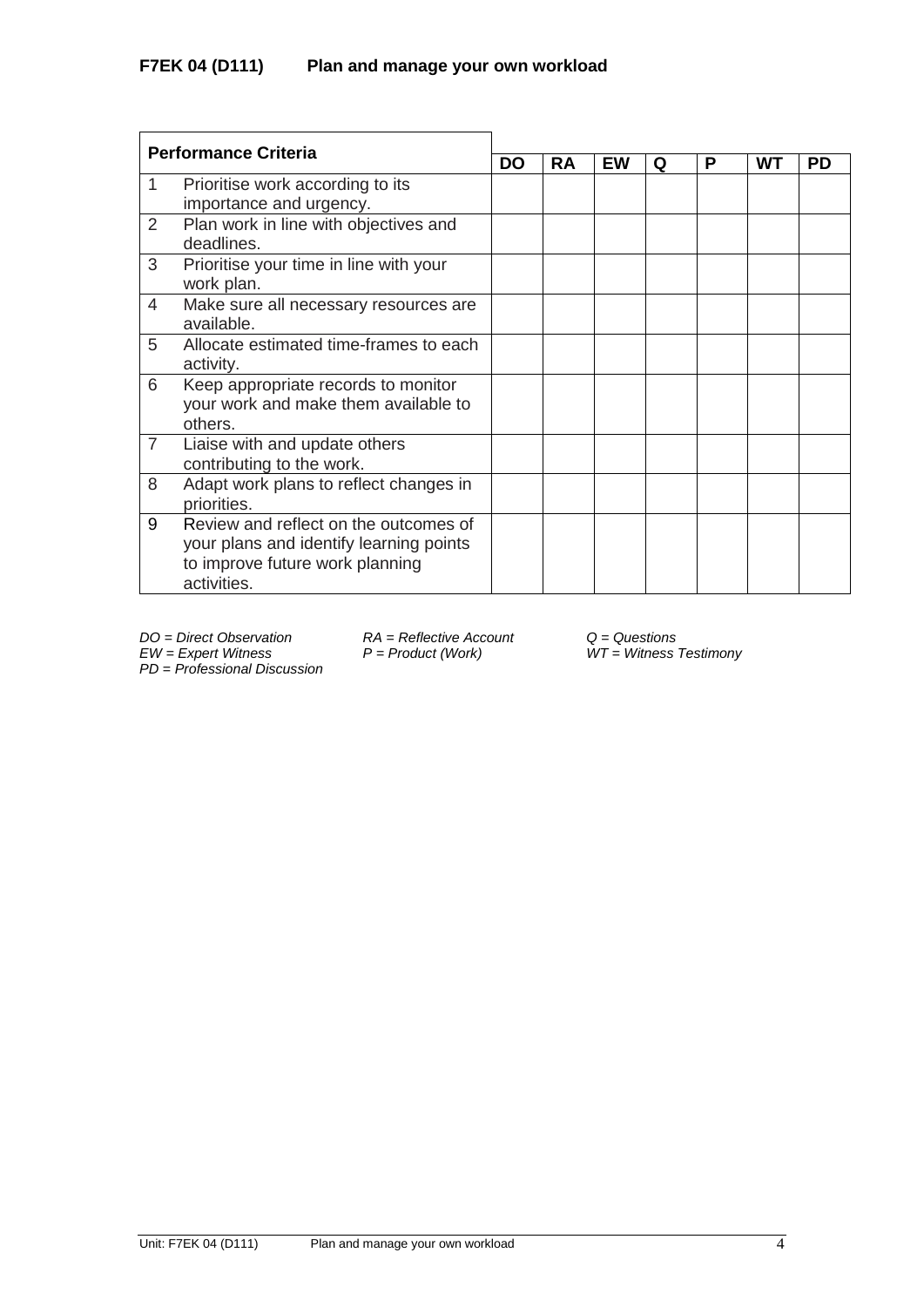## F7EK 04 (D111) Plan and manage your own workload

| Performance Criteria | | DO | RA | EW | Q | P | WT | PD |
|---|---|---|---|---|---|---|---|---|
| 1 | Prioritise work according to its importance and urgency. | | | | | | | |
| 2 | Plan work in line with objectives and deadlines. | | | | | | | |
| 3 | Prioritise your time in line with your work plan. | | | | | | | |
| 4 | Make sure all necessary resources are available. | | | | | | | |
| 5 | Allocate estimated time-frames to each activity. | | | | | | | |
| 6 | Keep appropriate records to monitor your work and make them available to others. | | | | | | | |
| 7 | Liaise with and update others contributing to the work. | | | | | | | |
| 8 | Adapt work plans to reflect changes in priorities. | | | | | | | |
| 9 | Review and reflect on the outcomes of your plans and identify learning points to improve future work planning activities. | | | | | | | |

*DO = Direct Observation*
*RA = Reflective Account*
*Q = Questions*
*EW = Expert Witness*
*P = Product (Work)*
*WT = Witness Testimony*
*PD = Professional Discussion*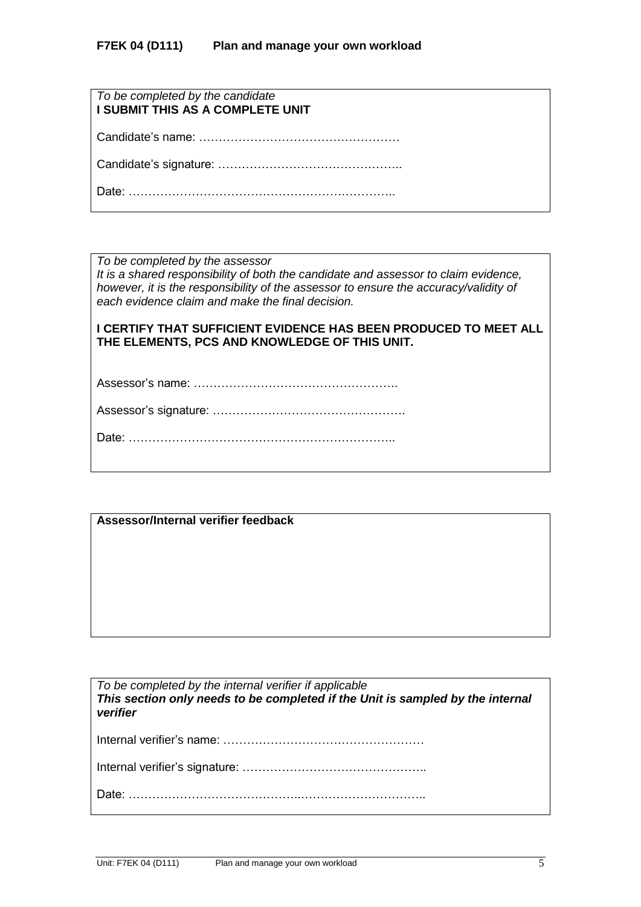**F7EK 04 (D111) Plan and manage your own workload**

*To be completed by the candidate*
**I SUBMIT THIS AS A COMPLETE UNIT**

Candidate's name: …………………………………………

Candidate's signature: ……………………………………..

Date: …………………………………………………………..

*To be completed by the assessor*
*It is a shared responsibility of both the candidate and assessor to claim evidence, however, it is the responsibility of the assessor to ensure the accuracy/validity of each evidence claim and make the final decision.*

**I CERTIFY THAT SUFFICIENT EVIDENCE HAS BEEN PRODUCED TO MEET ALL THE ELEMENTS, PCS AND KNOWLEDGE OF THIS UNIT.**

Assessor's name: …………………………………………….

Assessor's signature: ………………………………………….

Date: …………………………………………………………..

**Assessor/Internal verifier feedback**

*To be completed by the internal verifier if applicable*
***This section only needs to be completed if the Unit is sampled by the internal verifier***

Internal verifier's name: ……………………………………………

Internal verifier's signature: ………………………………………..

Date: …………………………………..…………………………..